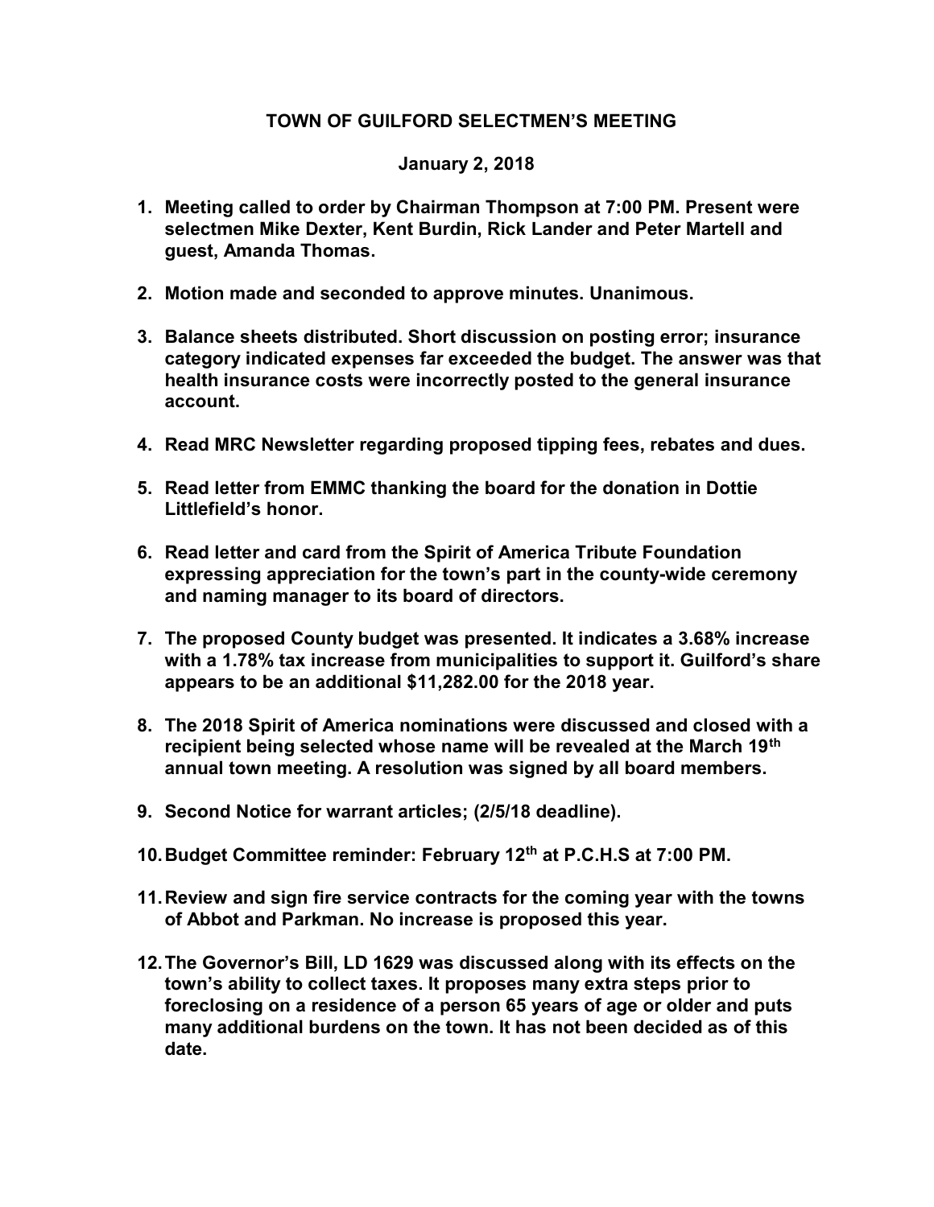**TOWN OF GUILFORD SELECTMEN'S MEETING**

**January 2, 2018**

1. **Meeting called to order by Chairman Thompson at 7:00 PM. Present were selectmen Mike Dexter, Kent Burdin, Rick Lander and Peter Martell and guest, Amanda Thomas.**

2. **Motion made and seconded to approve minutes. Unanimous.**

3. **Balance sheets distributed. Short discussion on posting error; insurance category indicated expenses far exceeded the budget. The answer was that health insurance costs were incorrectly posted to the general insurance account.**

4. **Read MRC Newsletter regarding proposed tipping fees, rebates and dues.**

5. **Read letter from EMMC thanking the board for the donation in Dottie Littlefield's honor.**

6. **Read letter and card from the Spirit of America Tribute Foundation expressing appreciation for the town's part in the county-wide ceremony and naming manager to its board of directors.**

7. **The proposed County budget was presented. It indicates a 3.68% increase with a 1.78% tax increase from municipalities to support it. Guilford's share appears to be an additional $11,282.00 for the 2018 year.**

8. **The 2018 Spirit of America nominations were discussed and closed with a recipient being selected whose name will be revealed at the March 19th annual town meeting. A resolution was signed by all board members.**

9. **Second Notice for warrant articles; (2/5/18 deadline).**

10. **Budget Committee reminder: February 12th at P.C.H.S at 7:00 PM.**

11. **Review and sign fire service contracts for the coming year with the towns of Abbot and Parkman. No increase is proposed this year.**

12. **The Governor's Bill, LD 1629 was discussed along with its effects on the town's ability to collect taxes. It proposes many extra steps prior to foreclosing on a residence of a person 65 years of age or older and puts many additional burdens on the town. It has not been decided as of this date.**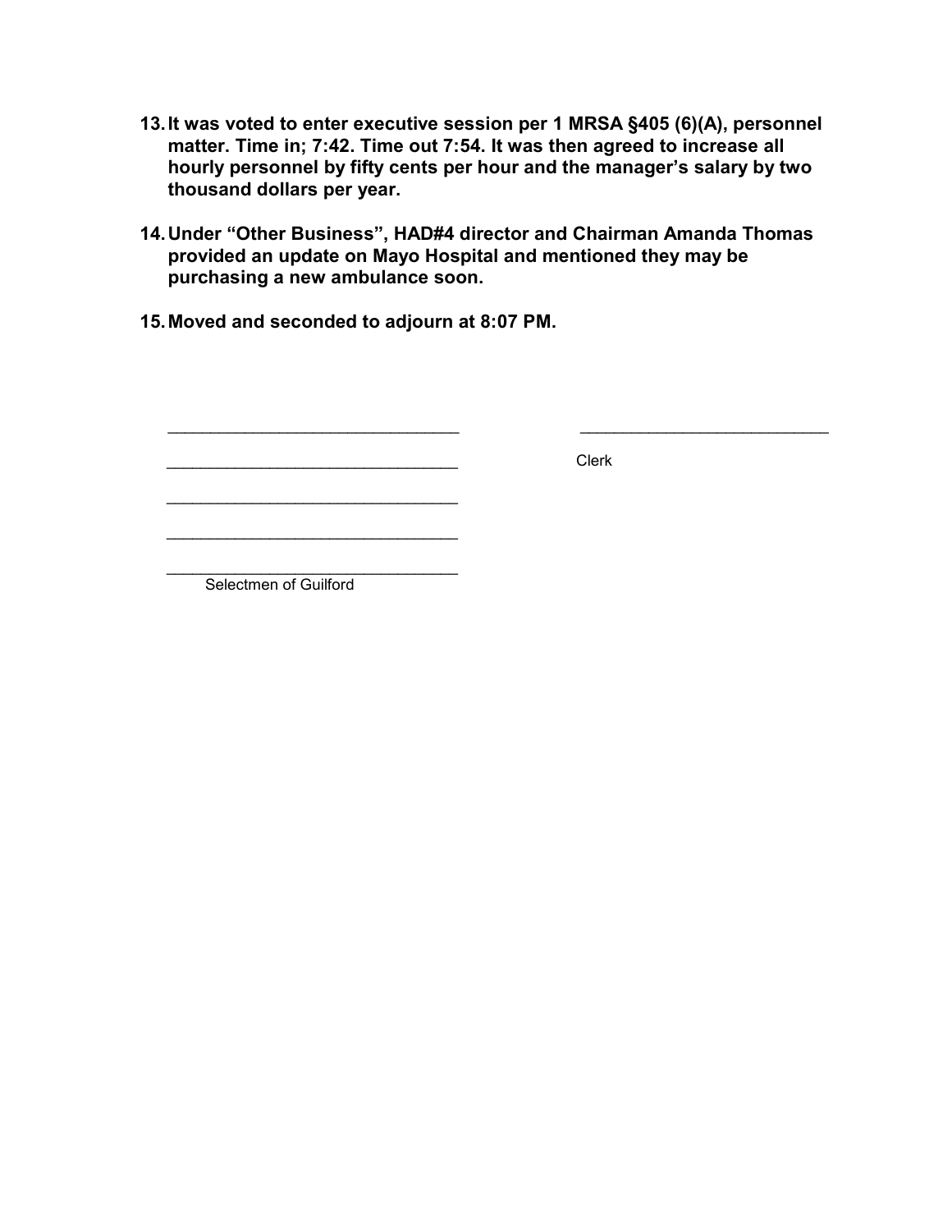13. **It was voted to enter executive session per 1 MRSA §405 (6)(A), personnel matter. Time in; 7:42. Time out 7:54. It was then agreed to increase all hourly personnel by fifty cents per hour and the manager's salary by two thousand dollars per year.**

14. **Under "Other Business", HAD#4 director and Chairman Amanda Thomas provided an update on Mayo Hospital and mentioned they may be purchasing a new ambulance soon.**

15. **Moved and seconded to adjourn at 8:07 PM.**

________________________________ ________________________________

________________________________ Clerk

________________________________

________________________________

________________________________

Selectmen of Guilford